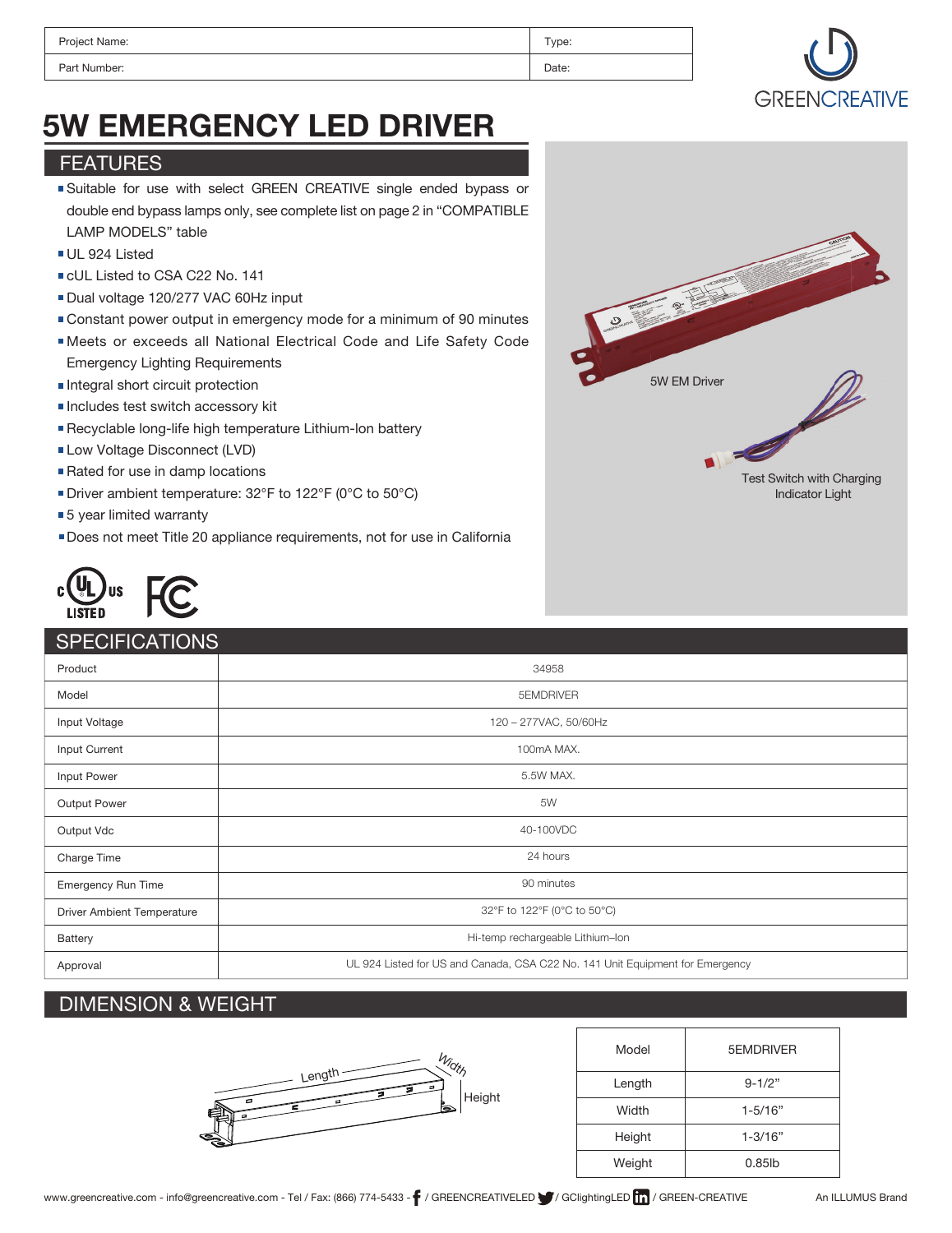| Project Name: | Type: |
|---|---|
| Part Number: | Date: |

GREENCREATIVE

# 5W EMERGENCY LED DRIVER

## FEATURES

- Suitable for use with select GREEN CREATIVE single ended bypass or double end bypass lamps only, see complete list on page 2 in "COMPATIBLE LAMP MODELS" table
- UL 924 Listed
- cUL Listed to CSA C22 No. 141
- Dual voltage 120/277 VAC 60Hz input
- Constant power output in emergency mode for a minimum of 90 minutes
- Meets or exceeds all National Electrical Code and Life Safety Code Emergency Lighting Requirements
- Integral short circuit protection
- Includes test switch accessory kit
- Recyclable long-life high temperature Lithium-Ion battery
- Low Voltage Disconnect (LVD)
- Rated for use in damp locations
- Driver ambient temperature: 32°F to 122°F (0°C to 50°C)
- 5 year limited warranty
- Does not meet Title 20 appliance requirements, not for use in California

5W EM Driver

Test Switch with Charging Indicator Light

## SPECIFICATIONS

| | |
|---|---|
| Product | 34958 |
| Model | 5EMDRIVER |
| Input Voltage | 120 – 277VAC, 50/60Hz |
| Input Current | 100mA MAX. |
| Input Power | 5.5W MAX. |
| Output Power | 5W |
| Output Vdc | 40-100VDC |
| Charge Time | 24 hours |
| Emergency Run Time | 90 minutes |
| Driver Ambient Temperature | 32°F to 122°F (0°C to 50°C) |
| Battery | Hi-temp rechargeable Lithium-Ion |
| Approval | UL 924 Listed for US and Canada, CSA C22 No. 141 Unit Equipment for Emergency |

## DIMENSION & WEIGHT

Length, Width, Height

| Model | 5EMDRIVER |
|---|---|
| Length | 9-1/2" |
| Width | 1-5/16" |
| Height | 1-3/16" |
| Weight | 0.85lb |

www.greencreative.com - info@greencreative.com - Tel / Fax: (866) 774-5433 - / GREENCREATIVELED / GClightingLED / GREEN-CREATIVE    An ILLUMUS Brand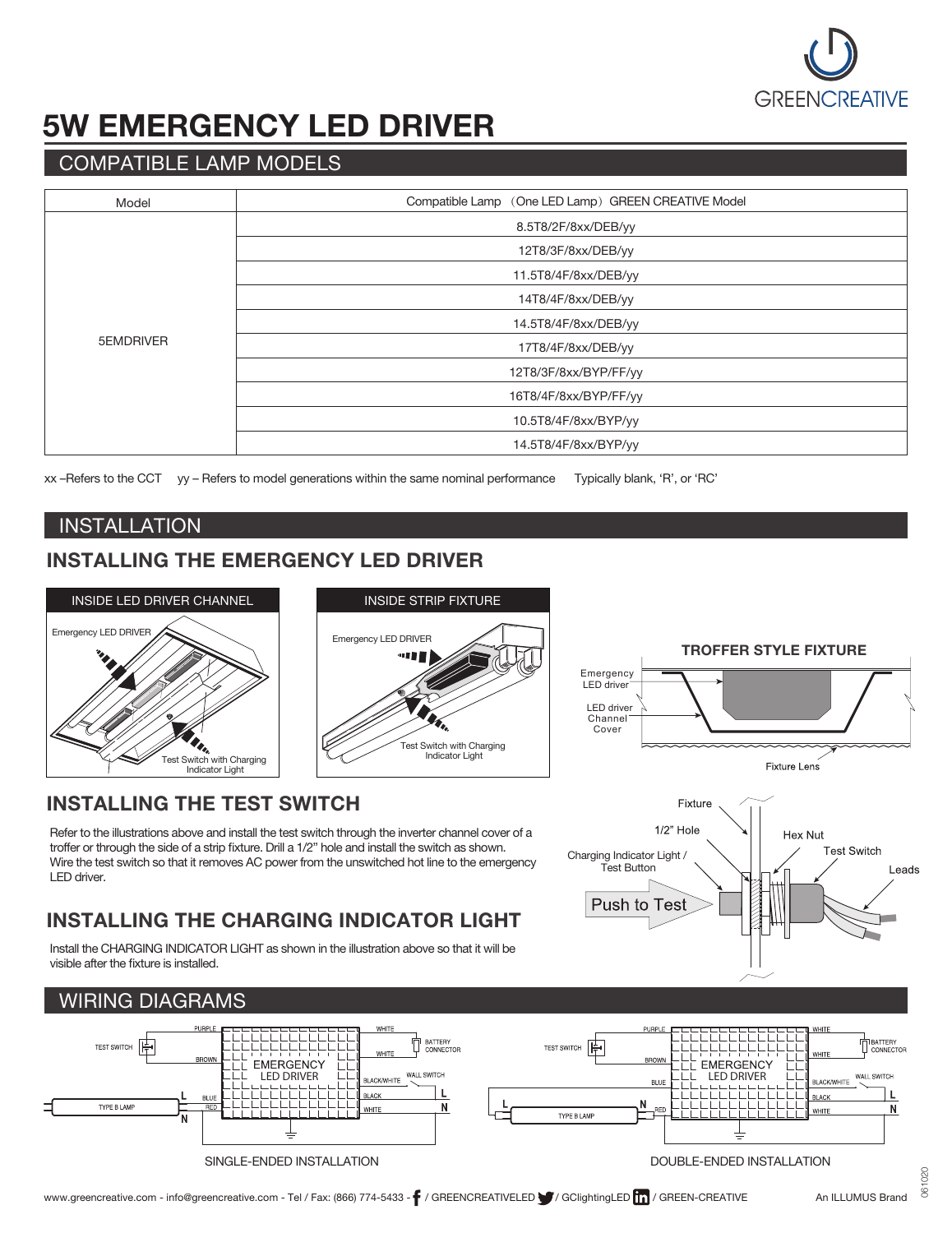# 5W EMERGENCY LED DRIVER

## COMPATIBLE LAMP MODELS

| Model | Compatible Lamp （One LED Lamp）GREEN CREATIVE Model |
|---|---|
| 5EMDRIVER | 8.5T8/2F/8xx/DEB/yy |
| | 12T8/3F/8xx/DEB/yy |
| | 11.5T8/4F/8xx/DEB/yy |
| | 14T8/4F/8xx/DEB/yy |
| | 14.5T8/4F/8xx/DEB/yy |
| | 17T8/4F/8xx/DEB/yy |
| | 12T8/3F/8xx/BYP/FF/yy |
| | 16T8/4F/8xx/BYP/FF/yy |
| | 10.5T8/4F/8xx/BYP/yy |
| | 14.5T8/4F/8xx/BYP/yy |

xx –Refers to the CCT yy – Refers to model generations within the same nominal performance Typically blank, 'R', or 'RC'

## INSTALLATION

### INSTALLING THE EMERGENCY LED DRIVER

INSIDE LED DRIVER CHANNEL

Emergency LED DRIVER

Test Switch with Charging Indicator Light

INSIDE STRIP FIXTURE

Emergency LED DRIVER

Test Switch with Charging Indicator Light

TROFFER STYLE FIXTURE

Emergency LED driver

LED driver Channel Cover

Fixture Lens

### INSTALLING THE TEST SWITCH

Refer to the illustrations above and install the test switch through the inverter channel cover of a troffer or through the side of a strip fixture. Drill a 1/2" hole and install the switch as shown. Wire the test switch so that it removes AC power from the unswitched hot line to the emergency LED driver.

Fixture

1/2" Hole

Hex Nut

Test Switch

Charging Indicator Light / Test Button

Leads

Push to Test

### INSTALLING THE CHARGING INDICATOR LIGHT

Install the CHARGING INDICATOR LIGHT as shown in the illustration above so that it will be visible after the fixture is installed.

## WIRING DIAGRAMS

TEST SWITCH

PURPLE

BROWN

EMERGENCY LED DRIVER

WHITE

BATTERY CONNECTOR

WHITE

BLACK/WHITE

WALL SWITCH

BLACK

WHITE

L

N

BLUE

RED

TYPE B LAMP

L

N

SINGLE-ENDED INSTALLATION

TEST SWITCH

PURPLE

BROWN

BLUE

EMERGENCY LED DRIVER

WHITE

BATTERY CONNECTOR

WHITE

BLACK/WHITE

WALL SWITCH

BLACK

WHITE

L

N

L

N

RED

TYPE B LAMP

DOUBLE-ENDED INSTALLATION

www.greencreative.com - info@greencreative.com - Tel / Fax: (866) 774-5433 - / GREENCREATIVELED / GClightingLED / GREEN-CREATIVE

An ILLUMUS Brand

061020